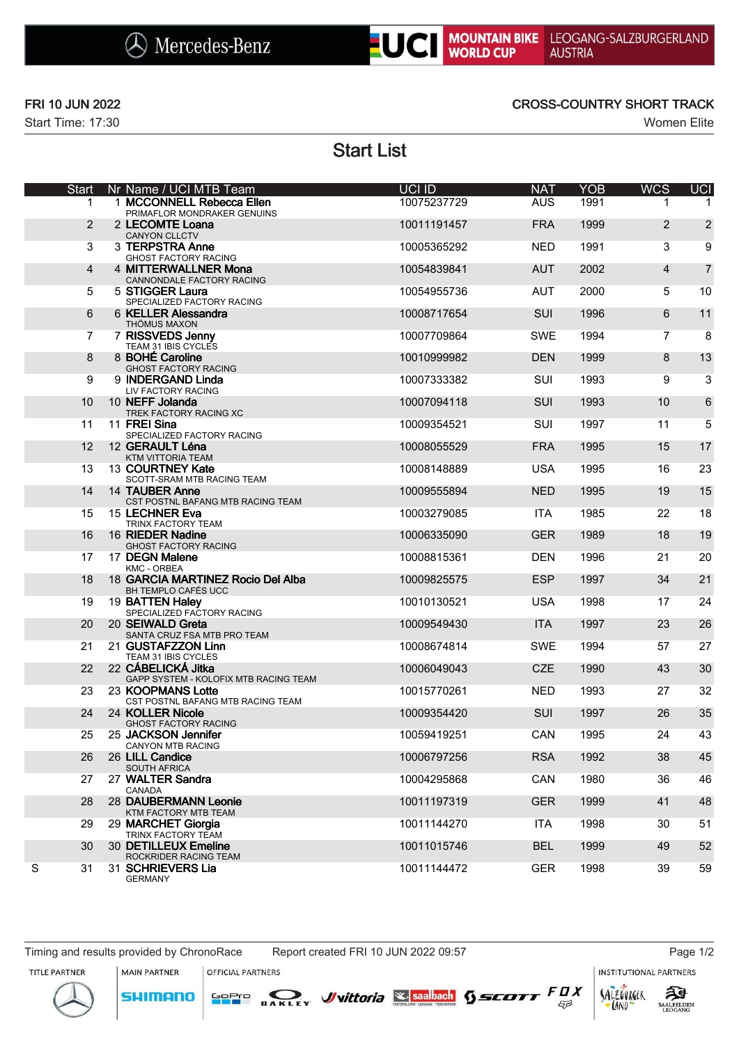Mercedes-Benz | UCI MOUNTAIN BIKE WORLD CUP | LEOGANG-SALZBURGERLAND AUSTRIA

**FRI 10 JUN 2022** — **CROSS-COUNTRY SHORT TRACK**

Start Time: 17:30 — Women Elite

# Start List

| | Start | Nr | Name / UCI MTB Team | UCI ID | NAT | YOB | WCS | UCI |
|---|---|---|---|---|---|---|---|---|
| | 1 | 1 | **MCCONNELL Rebecca Ellen**<br>PRIMAFLOR MONDRAKER GENUINS | 10075237729 | AUS | 1991 | 1 | 1 |
| | 2 | 2 | **LECOMTE Loana**<br>CANYON CLLCTV | 10011191457 | FRA | 1999 | 2 | 2 |
| | 3 | 3 | **TERPSTRA Anne**<br>GHOST FACTORY RACING | 10005365292 | NED | 1991 | 3 | 9 |
| | 4 | 4 | **MITTERWALLNER Mona**<br>CANNONDALE FACTORY RACING | 10054839841 | AUT | 2002 | 4 | 7 |
| | 5 | 5 | **STIGGER Laura**<br>SPECIALIZED FACTORY RACING | 10054955736 | AUT | 2000 | 5 | 10 |
| | 6 | 6 | **KELLER Alessandra**<br>THÖMUS MAXON | 10008717654 | SUI | 1996 | 6 | 11 |
| | 7 | 7 | **RISSVEDS Jenny**<br>TEAM 31 IBIS CYCLES | 10007709864 | SWE | 1994 | 7 | 8 |
| | 8 | 8 | **BOHÉ Caroline**<br>GHOST FACTORY RACING | 10010999982 | DEN | 1999 | 8 | 13 |
| | 9 | 9 | **INDERGAND Linda**<br>LIV FACTORY RACING | 10007333382 | SUI | 1993 | 9 | 3 |
| | 10 | 10 | **NEFF Jolanda**<br>TREK FACTORY RACING XC | 10007094118 | SUI | 1993 | 10 | 6 |
| | 11 | 11 | **FREI Sina**<br>SPECIALIZED FACTORY RACING | 10009354521 | SUI | 1997 | 11 | 5 |
| | 12 | 12 | **GERAULT Léna**<br>KTM VITTORIA TEAM | 10008055529 | FRA | 1995 | 15 | 17 |
| | 13 | 13 | **COURTNEY Kate**<br>SCOTT-SRAM MTB RACING TEAM | 10008148889 | USA | 1995 | 16 | 23 |
| | 14 | 14 | **TAUBER Anne**<br>CST POSTNL BAFANG MTB RACING TEAM | 10009555894 | NED | 1995 | 19 | 15 |
| | 15 | 15 | **LECHNER Eva**<br>TRINX FACTORY TEAM | 10003279085 | ITA | 1985 | 22 | 18 |
| | 16 | 16 | **RIEDER Nadine**<br>GHOST FACTORY RACING | 10006335090 | GER | 1989 | 18 | 19 |
| | 17 | 17 | **DEGN Malene**<br>KMC - ORBEA | 10008815361 | DEN | 1996 | 21 | 20 |
| | 18 | 18 | **GARCIA MARTINEZ Rocio Del Alba**<br>BH TEMPLO CAFÉS UCC | 10009825575 | ESP | 1997 | 34 | 21 |
| | 19 | 19 | **BATTEN Haley**<br>SPECIALIZED FACTORY RACING | 10010130521 | USA | 1998 | 17 | 24 |
| | 20 | 20 | **SEIWALD Greta**<br>SANTA CRUZ FSA MTB PRO TEAM | 10009549430 | ITA | 1997 | 23 | 26 |
| | 21 | 21 | **GUSTAFZZON Linn**<br>TEAM 31 IBIS CYCLES | 10008674814 | SWE | 1994 | 57 | 27 |
| | 22 | 22 | **CÁBELICKÁ Jitka**<br>GAPP SYSTEM - KOLOFIX MTB RACING TEAM | 10006049043 | CZE | 1990 | 43 | 30 |
| | 23 | 23 | **KOOPMANS Lotte**<br>CST POSTNL BAFANG MTB RACING TEAM | 10015770261 | NED | 1993 | 27 | 32 |
| | 24 | 24 | **KOLLER Nicole**<br>GHOST FACTORY RACING | 10009354420 | SUI | 1997 | 26 | 35 |
| | 25 | 25 | **JACKSON Jennifer**<br>CANYON MTB RACING | 10059419251 | CAN | 1995 | 24 | 43 |
| | 26 | 26 | **LILL Candice**<br>SOUTH AFRICA | 10006797256 | RSA | 1992 | 38 | 45 |
| | 27 | 27 | **WALTER Sandra**<br>CANADA | 10004295868 | CAN | 1980 | 36 | 46 |
| | 28 | 28 | **DAUBERMANN Leonie**<br>KTM FACTORY MTB TEAM | 10011197319 | GER | 1999 | 41 | 48 |
| | 29 | 29 | **MARCHET Giorgia**<br>TRINX FACTORY TEAM | 10011144270 | ITA | 1998 | 30 | 51 |
| | 30 | 30 | **DETILLEUX Emeline**<br>ROCKRIDER RACING TEAM | 10011015746 | BEL | 1999 | 49 | 52 |
| S | 31 | 31 | **SCHRIEVERS Lia**<br>GERMANY | 10011144472 | GER | 1998 | 39 | 59 |

Timing and results provided by ChronoRace — Report created FRI 10 JUN 2022 09:57

TITLE PARTNER: Mercedes-Benz | MAIN PARTNER: SHIMANO | OFFICIAL PARTNERS: GoPro, OAKLEY, vittoria, saalbach, SCOTT, FOX | INSTITUTIONAL PARTNERS: SalzburgerLand, Saalfelden Leogang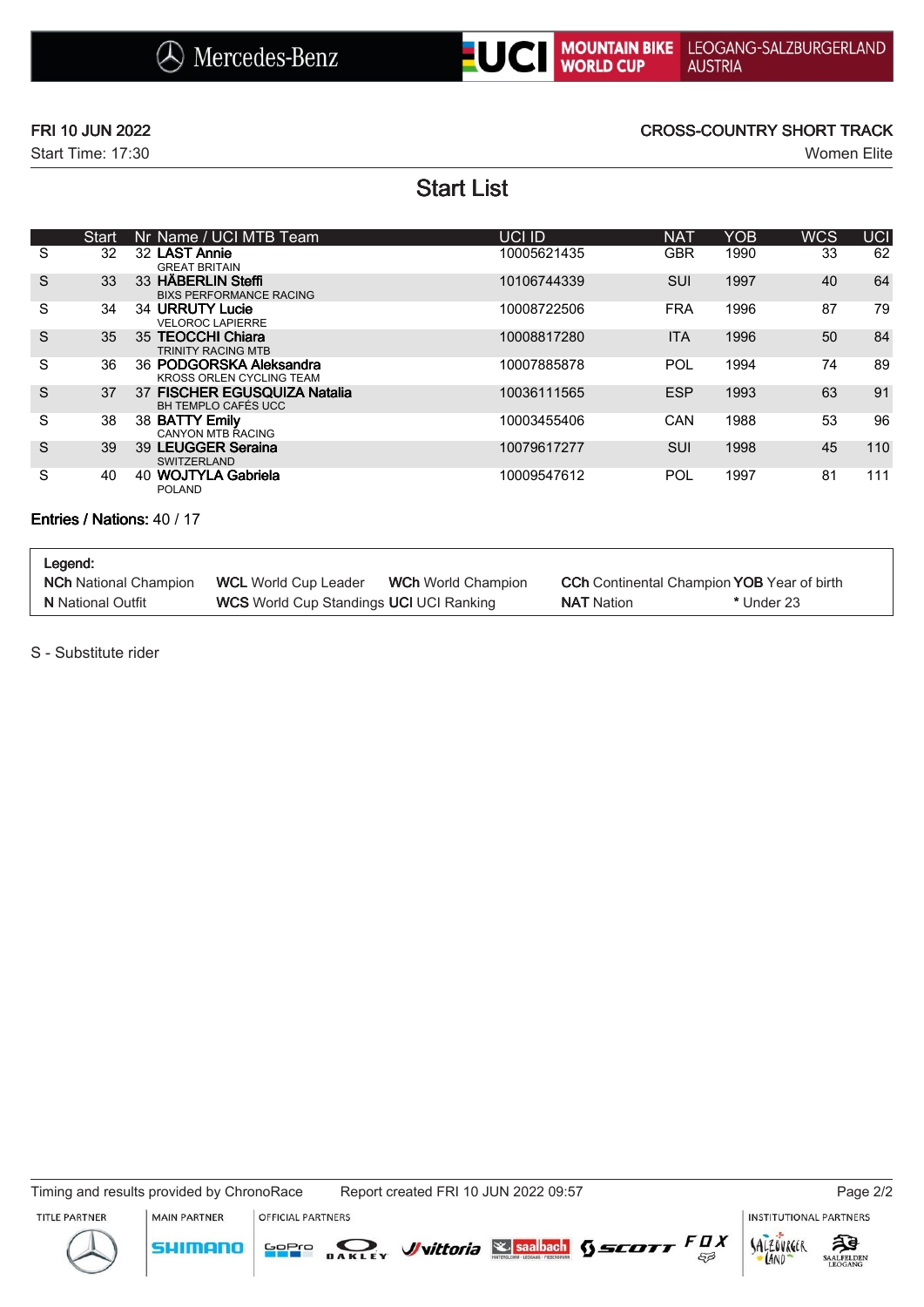FRI 10 JUN 2022

Start Time: 17:30

CROSS-COUNTRY SHORT TRACK

Women Elite

# Start List

| | Start | Nr Name / UCI MTB Team | UCI ID | NAT | YOB | WCS | UCI |
|---|---|---|---|---|---|---|---|
| S | 32 | 32 **LAST Annie**<br>GREAT BRITAIN | 10005621435 | GBR | 1990 | 33 | 62 |
| S | 33 | 33 **HÄBERLIN Steffi**<br>BIXS PERFORMANCE RACING | 10106744339 | SUI | 1997 | 40 | 64 |
| S | 34 | 34 **URRUTY Lucie**<br>VELOROC LAPIERRE | 10008722506 | FRA | 1996 | 87 | 79 |
| S | 35 | 35 **TEOCCHI Chiara**<br>TRINITY RACING MTB | 10008817280 | ITA | 1996 | 50 | 84 |
| S | 36 | 36 **PODGORSKA Aleksandra**<br>KROSS ORLEN CYCLING TEAM | 10007885878 | POL | 1994 | 74 | 89 |
| S | 37 | 37 **FISCHER EGUSQUIZA Natalia**<br>BH TEMPLO CAFÉS UCC | 10036111565 | ESP | 1993 | 63 | 91 |
| S | 38 | 38 **BATTY Emily**<br>CANYON MTB RACING | 10003455406 | CAN | 1988 | 53 | 96 |
| S | 39 | 39 **LEUGGER Seraina**<br>SWITZERLAND | 10079617277 | SUI | 1998 | 45 | 110 |
| S | 40 | 40 **WOJTYLA Gabriela**<br>POLAND | 10009547612 | POL | 1997 | 81 | 111 |

**Entries / Nations:** 40 / 17

**Legend:**
**NCh** National Champion **WCL** World Cup Leader **WCh** World Champion **CCh** Continental Champion **YOB** Year of birth
**N** National Outfit **WCS** World Cup Standings **UCI** UCI Ranking **NAT** Nation * Under 23

S - Substitute rider

Timing and results provided by ChronoRace Report created FRI 10 JUN 2022 09:57